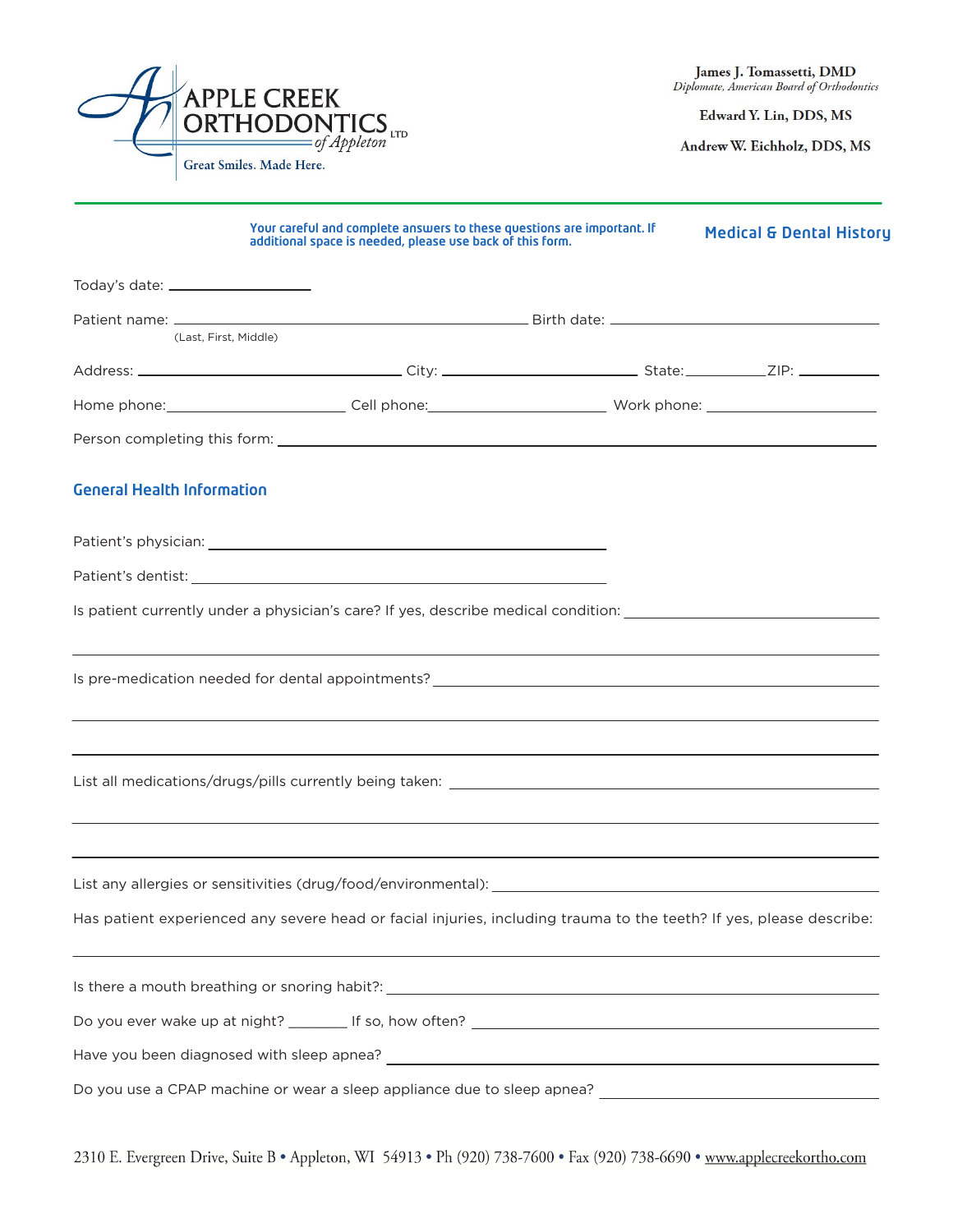APPLE CREEK ORTHODONTICS of Appleton LTD

Great Smiles. Made Here.

**James J. Tomassetti, DMD**
*Diplomate, American Board of Orthodontics*

**Edward Y. Lin, DDS, MS**

**Andrew W. Eichholz, DDS, MS**

---

**Your careful and complete answers to these questions are important. If additional space is needed, please use back of this form.**

## Medical & Dental History

Today's date: ____________________

Patient name: ______________________________________________ Birth date: ______________________________________
(Last, First, Middle)

Address: ______________________________ City: ____________________________ State: __________ ZIP: __________

Home phone: _________________________ Cell phone: _________________________ Work phone: _________________________

Person completing this form: ________________________________________________________________________________

### General Health Information

Patient's physician: ________________________________________________________

Patient's dentist: __________________________________________________________

Is patient currently under a physician's care? If yes, describe medical condition: ______________________________

______________________________________________________________________________________________________

Is pre-medication needed for dental appointments? ______________________________________________________________

______________________________________________________________________________________________________

______________________________________________________________________________________________________

List all medications/drugs/pills currently being taken: ___________________________________________________

______________________________________________________________________________________________________

______________________________________________________________________________________________________

List any allergies or sensitivities (drug/food/environmental): ______________________________________________

Has patient experienced any severe head or facial injuries, including trauma to the teeth? If yes, please describe:

______________________________________________________________________________________________________

Is there a mouth breathing or snoring habit?: ________________________________________________________________

Do you ever wake up at night? ________ If so, how often? __________________________________________________

Have you been diagnosed with sleep apnea? _______________________________________________________________

Do you use a CPAP machine or wear a sleep appliance due to sleep apnea? _________________________________

2310 E. Evergreen Drive, Suite B • Appleton, WI 54913 • Ph (920) 738-7600 • Fax (920) 738-6690 • www.applecreekortho.com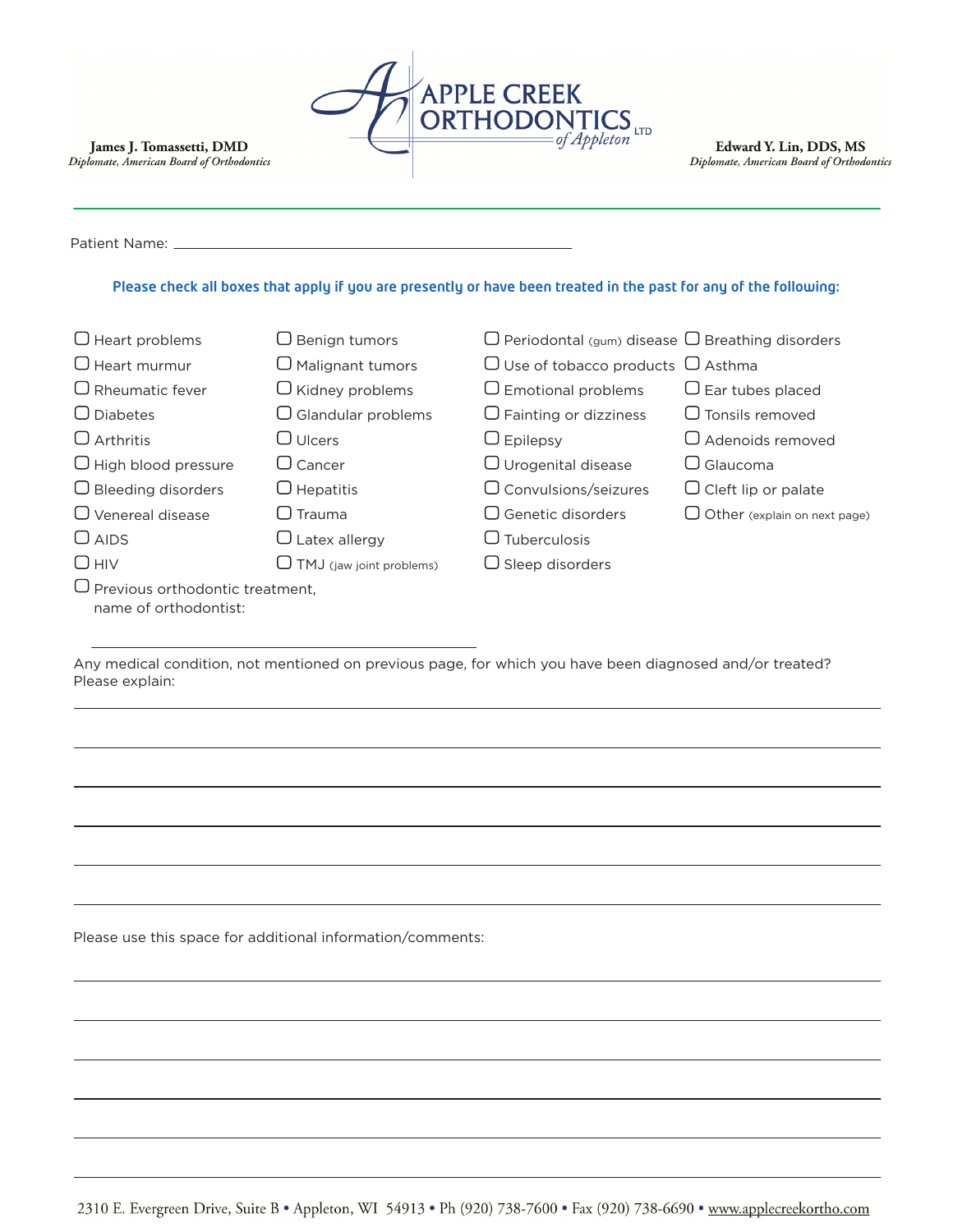**APPLE CREEK ORTHODONTICS** LTD *of Appleton*

**James J. Tomassetti, DMD**
*Diplomate, American Board of Orthodontics*

**Edward Y. Lin, DDS, MS**
*Diplomate, American Board of Orthodontics*

Patient Name: ______________________________

**Please check all boxes that apply if you are presently or have been treated in the past for any of the following:**

- ☐ Heart problems
- ☐ Heart murmur
- ☐ Rheumatic fever
- ☐ Diabetes
- ☐ Arthritis
- ☐ High blood pressure
- ☐ Bleeding disorders
- ☐ Venereal disease
- ☐ AIDS
- ☐ HIV
- ☐ Previous orthodontic treatment, name of orthodontist: ______________________________
- ☐ Benign tumors
- ☐ Malignant tumors
- ☐ Kidney problems
- ☐ Glandular problems
- ☐ Ulcers
- ☐ Cancer
- ☐ Hepatitis
- ☐ Trauma
- ☐ Latex allergy
- ☐ TMJ (jaw joint problems)
- ☐ Periodontal (gum) disease
- ☐ Use of tobacco products
- ☐ Emotional problems
- ☐ Fainting or dizziness
- ☐ Epilepsy
- ☐ Urogenital disease
- ☐ Convulsions/seizures
- ☐ Genetic disorders
- ☐ Tuberculosis
- ☐ Sleep disorders
- ☐ Breathing disorders
- ☐ Asthma
- ☐ Ear tubes placed
- ☐ Tonsils removed
- ☐ Adenoids removed
- ☐ Glaucoma
- ☐ Cleft lip or palate
- ☐ Other (explain on next page)

Any medical condition, not mentioned on previous page, for which you have been diagnosed and/or treated? Please explain:

______________________________

______________________________

______________________________

______________________________

______________________________

______________________________

Please use this space for additional information/comments:

______________________________

______________________________

______________________________

______________________________

______________________________

______________________________

2310 E. Evergreen Drive, Suite B • Appleton, WI 54913 • Ph (920) 738-7600 • Fax (920) 738-6690 • www.applecreekortho.com